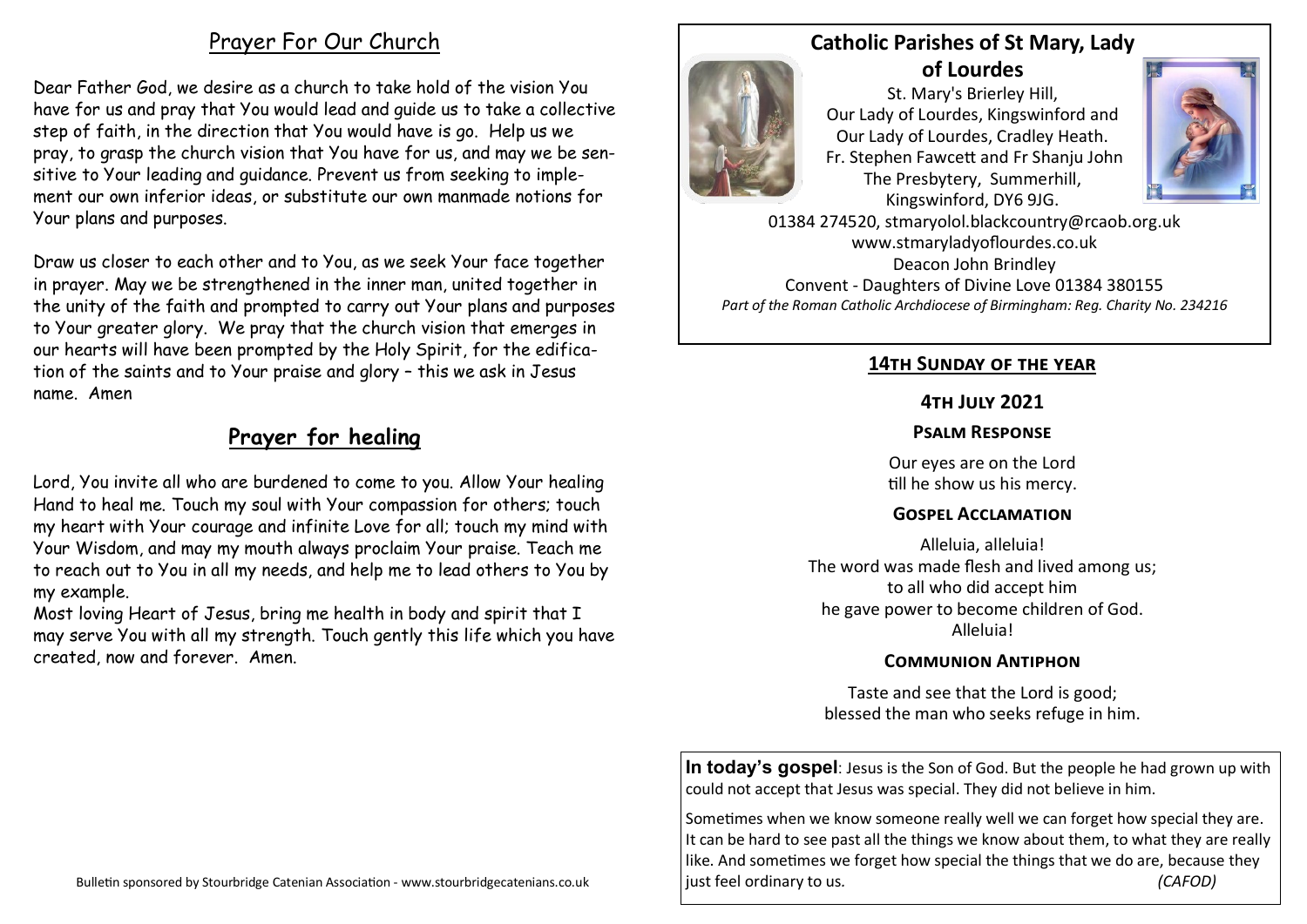## Prayer For Our Church

Dear Father God, we desire as a church to take hold of the vision You have for us and pray that You would lead and guide us to take a collective step of faith, in the direction that You would have is go. Help us we pray, to grasp the church vision that You have for us, and may we be sensitive to Your leading and guidance. Prevent us from seeking to implement our own inferior ideas, or substitute our own manmade notions for Your plans and purposes.

Draw us closer to each other and to You, as we seek Your face together in prayer. May we be strengthened in the inner man, united together in the unity of the faith and prompted to carry out Your plans and purposes to Your greater glory. We pray that the church vision that emerges in our hearts will have been prompted by the Holy Spirit, for the edification of the saints and to Your praise and glory – this we ask in Jesus name. Amen

## Prayer for healing

Lord, You invite all who are burdened to come to you. Allow Your healing Hand to heal me. Touch my soul with Your compassion for others; touch my heart with Your courage and infinite Love for all; touch my mind with Your Wisdom, and may my mouth always proclaim Your praise. Teach me to reach out to You in all my needs, and help me to lead others to You by my example.

Most loving Heart of Jesus, bring me health in body and spirit that I may serve You with all my strength. Touch gently this life which you have created, now and forever. Amen.

Bulletin sponsored by Stourbridge Catenian Association - www.stourbridgecatenians.co.uk

# Catholic Parishes of St Mary, Lady of Lourdes

St. Mary's Brierley Hill,
Our Lady of Lourdes, Kingswinford and
Our Lady of Lourdes, Cradley Heath.
Fr. Stephen Fawcett and Fr Shanju John
The Presbytery, Summerhill,
Kingswinford, DY6 9JG.
01384 274520, stmaryolol.blackcountry@rcaob.org.uk
www.stmaryladyoflourdes.co.uk
Deacon John Brindley
Convent - Daughters of Divine Love 01384 380155
*Part of the Roman Catholic Archdiocese of Birmingham: Reg. Charity No. 234216*

## 14th Sunday of the year

### 4th July 2021

### Psalm Response

Our eyes are on the Lord
till he show us his mercy.

### Gospel Acclamation

Alleluia, alleluia!
The word was made flesh and lived among us;
to all who did accept him
he gave power to become children of God.
Alleluia!

### Communion Antiphon

Taste and see that the Lord is good;
blessed the man who seeks refuge in him.

**In today's gospel**: Jesus is the Son of God. But the people he had grown up with could not accept that Jesus was special. They did not believe in him.

Sometimes when we know someone really well we can forget how special they are. It can be hard to see past all the things we know about them, to what they are really like. And sometimes we forget how special the things that we do are, because they just feel ordinary to us. *(CAFOD)*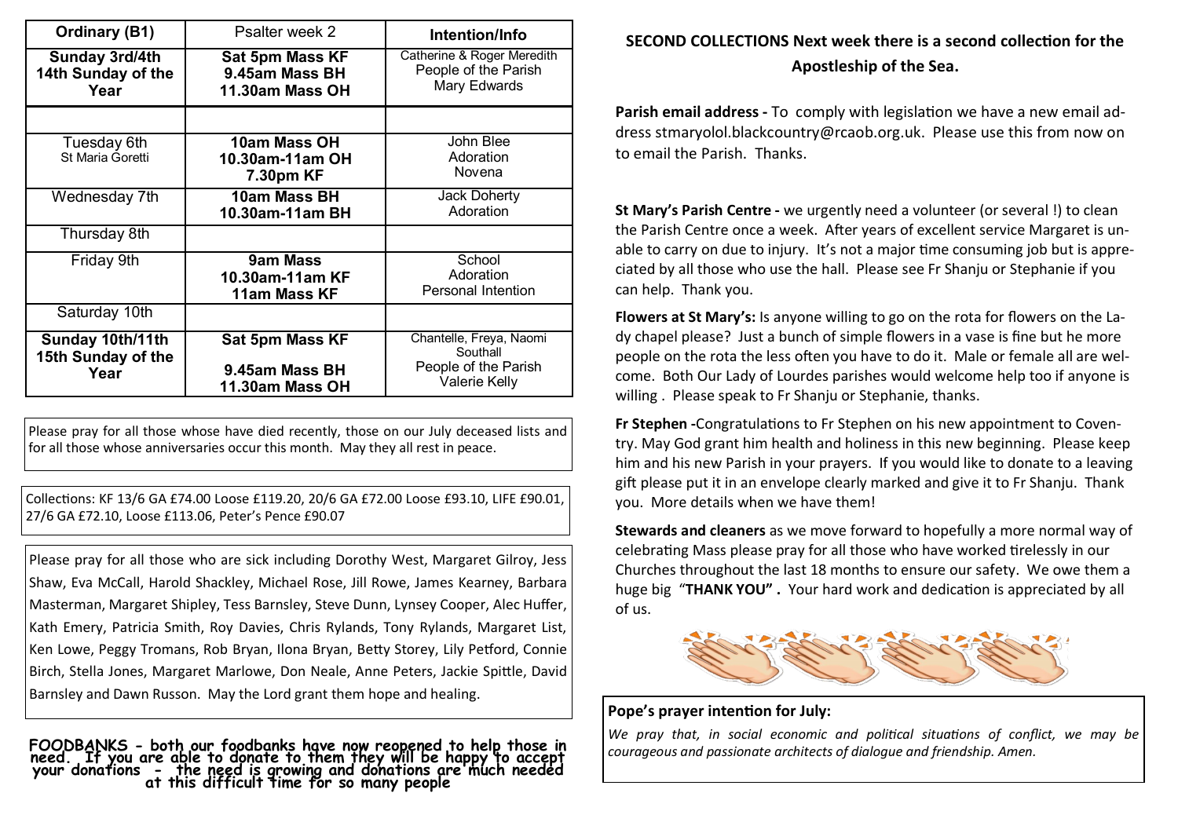| Ordinary (B1) | Psalter week 2 | Intention/Info |
|---|---|---|
| **Sunday 3rd/4th 14th Sunday of the Year** | **Sat 5pm Mass KF**<br>**9.45am Mass BH**<br>**11.30am Mass OH** | Catherine & Roger Meredith<br>People of the Parish<br>Mary Edwards |
| | | |
| Tuesday 6th<br>St Maria Goretti | **10am Mass OH**<br>**10.30am-11am OH**<br>**7.30pm KF** | John Blee<br>Adoration<br>Novena |
| Wednesday 7th | **10am Mass BH**<br>**10.30am-11am BH** | Jack Doherty<br>Adoration |
| Thursday 8th | | |
| Friday 9th | **9am Mass**<br>**10.30am-11am KF**<br>**11am Mass KF** | School<br>Adoration<br>Personal Intention |
| Saturday 10th | | |
| **Sunday 10th/11th 15th Sunday of the Year** | **Sat 5pm Mass KF**<br>**9.45am Mass BH**<br>**11.30am Mass OH** | Chantelle, Freya, Naomi Southall<br>People of the Parish<br>Valerie Kelly |

Please pray for all those whose have died recently, those on our July deceased lists and for all those whose anniversaries occur this month. May they all rest in peace.

Collections: KF 13/6 GA £74.00 Loose £119.20, 20/6 GA £72.00 Loose £93.10, LIFE £90.01, 27/6 GA £72.10, Loose £113.06, Peter's Pence £90.07

Please pray for all those who are sick including Dorothy West, Margaret Gilroy, Jess Shaw, Eva McCall, Harold Shackley, Michael Rose, Jill Rowe, James Kearney, Barbara Masterman, Margaret Shipley, Tess Barnsley, Steve Dunn, Lynsey Cooper, Alec Huffer, Kath Emery, Patricia Smith, Roy Davies, Chris Rylands, Tony Rylands, Margaret List, Ken Lowe, Peggy Tromans, Rob Bryan, Ilona Bryan, Betty Storey, Lily Petford, Connie Birch, Stella Jones, Margaret Marlowe, Don Neale, Anne Peters, Jackie Spittle, David Barnsley and Dawn Russon. May the Lord grant them hope and healing.

**FOODBANKS - both our foodbanks have now reopened to help those in need. If you are able to donate to them they will be happy to accept your donations - the need is growing and donations are much needed at this difficult time for so many people**

**SECOND COLLECTIONS Next week there is a second collection for the Apostleship of the Sea.**

**Parish email address -** To comply with legislation we have a new email address stmaryolol.blackcountry@rcaob.org.uk. Please use this from now on to email the Parish. Thanks.

**St Mary's Parish Centre -** we urgently need a volunteer (or several !) to clean the Parish Centre once a week. After years of excellent service Margaret is unable to carry on due to injury. It's not a major time consuming job but is appreciated by all those who use the hall. Please see Fr Shanju or Stephanie if you can help. Thank you.

**Flowers at St Mary's:** Is anyone willing to go on the rota for flowers on the Lady chapel please? Just a bunch of simple flowers in a vase is fine but he more people on the rota the less often you have to do it. Male or female all are welcome. Both Our Lady of Lourdes parishes would welcome help too if anyone is willing . Please speak to Fr Shanju or Stephanie, thanks.

**Fr Stephen -**Congratulations to Fr Stephen on his new appointment to Coventry. May God grant him health and holiness in this new beginning. Please keep him and his new Parish in your prayers. If you would like to donate to a leaving gift please put it in an envelope clearly marked and give it to Fr Shanju. Thank you. More details when we have them!

**Stewards and cleaners** as we move forward to hopefully a more normal way of celebrating Mass please pray for all those who have worked tirelessly in our Churches throughout the last 18 months to ensure our safety. We owe them a huge big "**THANK YOU" .** Your hard work and dedication is appreciated by all of us.

**Pope's prayer intention for July:**

*We pray that, in social economic and political situations of conflict, we may be courageous and passionate architects of dialogue and friendship. Amen.*